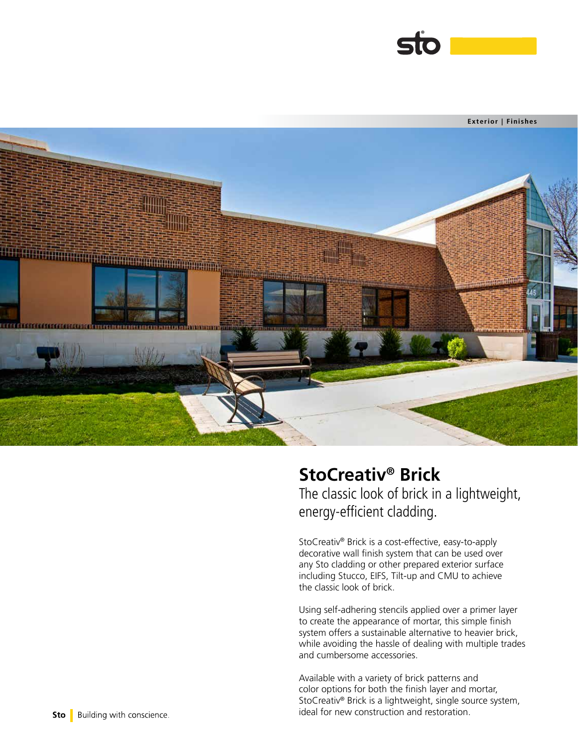Exterior | Finishes

# StoCreativ® Brick

## The classic look of brick in a lightweight, energy-efficient cladding.

StoCreativ® Brick is a cost-effective, easy-to-apply decorative wall finish system that can be used over any Sto cladding or other prepared exterior surface including Stucco, EIFS, Tilt-up and CMU to achieve the classic look of brick.

Using self-adhering stencils applied over a primer layer to create the appearance of mortar, this simple finish system offers a sustainable alternative to heavier brick, while avoiding the hassle of dealing with multiple trades and cumbersome accessories.

Available with a variety of brick patterns and color options for both the finish layer and mortar, StoCreativ® Brick is a lightweight, single source system, ideal for new construction and restoration.

**Sto** | Building with conscience.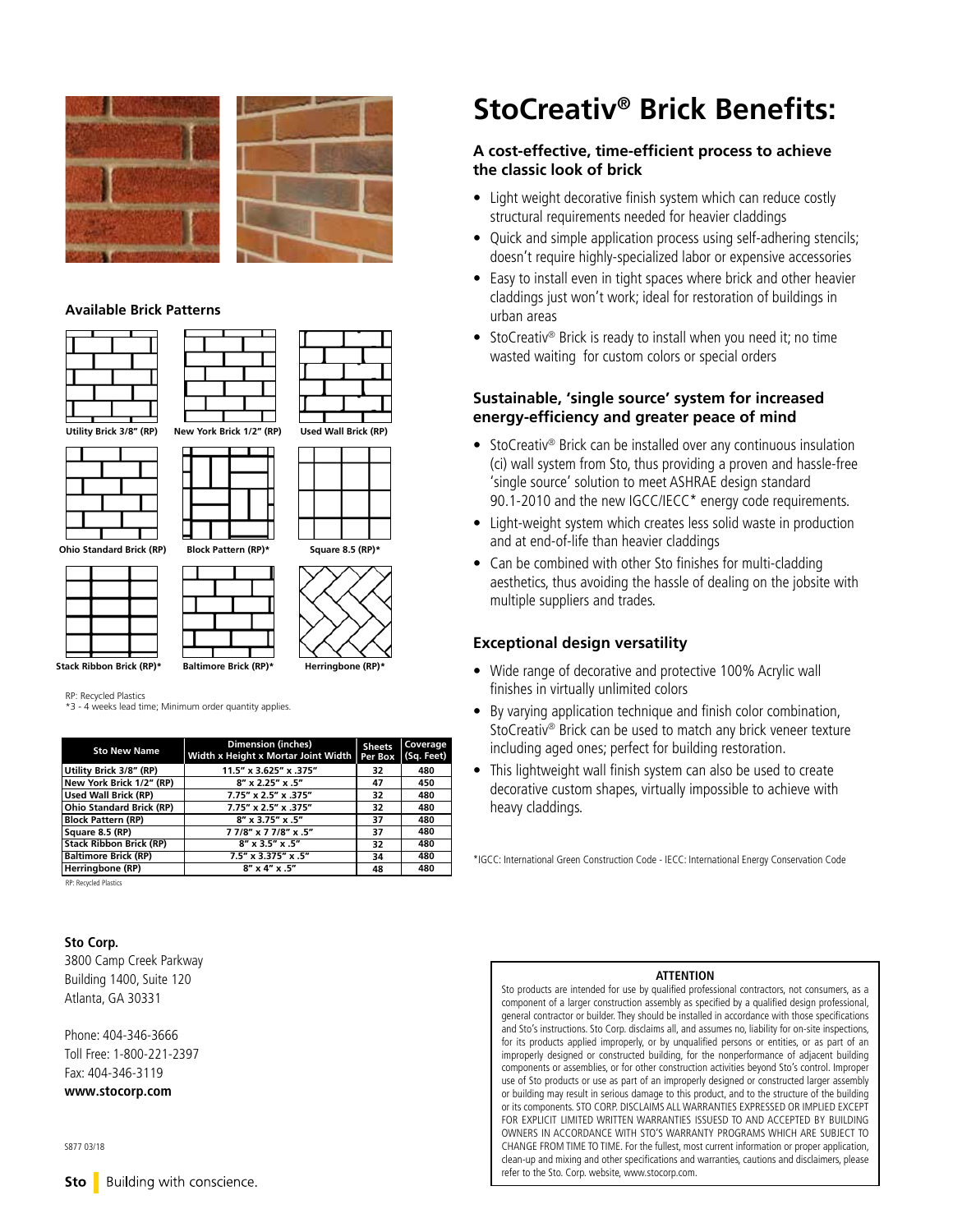**Available Brick Patterns**

Utility Brick 3/8" (RP)

New York Brick 1/2" (RP)

Used Wall Brick (RP)

Ohio Standard Brick (RP)

Block Pattern (RP)*

Square 8.5 (RP)*

Stack Ribbon Brick (RP)*

Baltimore Brick (RP)*

Herringbone (RP)*

RP: Recycled Plastics
*3 - 4 weeks lead time; Minimum order quantity applies.

| Sto New Name | Dimension (inches) Width x Height x Mortar Joint Width | Sheets Per Box | Coverage (Sq. Feet) |
|---|---|---|---|
| Utility Brick 3/8" (RP) | 11.5" x 3.625" x .375" | 32 | 480 |
| New York Brick 1/2" (RP) | 8" x 2.25" x .5" | 47 | 450 |
| Used Wall Brick (RP) | 7.75" x 2.5" x .375" | 32 | 480 |
| Ohio Standard Brick (RP) | 7.75" x 2.5" x .375" | 32 | 480 |
| Block Pattern (RP) | 8" x 3.75" x .5" | 37 | 480 |
| Square 8.5 (RP) | 7 7/8" x 7 7/8" x .5" | 37 | 480 |
| Stack Ribbon Brick (RP) | 8" x 3.5" x .5" | 32 | 480 |
| Baltimore Brick (RP) | 7.5" x 3.375" x .5" | 34 | 480 |
| Herringbone (RP) | 8" x 4" x .5" | 48 | 480 |

RP: Recycled Plastics

# StoCreativ® Brick Benefits:

### A cost-effective, time-efficient process to achieve the classic look of brick

- Light weight decorative finish system which can reduce costly structural requirements needed for heavier claddings
- Quick and simple application process using self-adhering stencils; doesn't require highly-specialized labor or expensive accessories
- Easy to install even in tight spaces where brick and other heavier claddings just won't work; ideal for restoration of buildings in urban areas
- StoCreativ® Brick is ready to install when you need it; no time wasted waiting for custom colors or special orders

### Sustainable, 'single source' system for increased energy-efficiency and greater peace of mind

- StoCreativ® Brick can be installed over any continuous insulation (ci) wall system from Sto, thus providing a proven and hassle-free 'single source' solution to meet ASHRAE design standard 90.1-2010 and the new IGCC/IECC* energy code requirements.
- Light-weight system which creates less solid waste in production and at end-of-life than heavier claddings
- Can be combined with other Sto finishes for multi-cladding aesthetics, thus avoiding the hassle of dealing on the jobsite with multiple suppliers and trades.

### Exceptional design versatility

- Wide range of decorative and protective 100% Acrylic wall finishes in virtually unlimited colors
- By varying application technique and finish color combination, StoCreativ® Brick can be used to match any brick veneer texture including aged ones; perfect for building restoration.
- This lightweight wall finish system can also be used to create decorative custom shapes, virtually impossible to achieve with heavy claddings.

*IGCC: International Green Construction Code - IECC: International Energy Conservation Code

**Sto Corp.**
3800 Camp Creek Parkway
Building 1400, Suite 120
Atlanta, GA 30331

Phone: 404-346-3666
Toll Free: 1-800-221-2397
Fax: 404-346-3119
**www.stocorp.com**

S877 03/18

**ATTENTION**

Sto products are intended for use by qualified professional contractors, not consumers, as a component of a larger construction assembly as specified by a qualified design professional, general contractor or builder. They should be installed in accordance with those specifications and Sto's instructions. Sto Corp. disclaims all, and assumes no, liability for on-site inspections, for its products applied improperly, or by unqualified persons or entities, or as part of an improperly designed or constructed building, for the nonperformance of adjacent building components or assemblies, or for other construction activities beyond Sto's control. Improper use of Sto products or use as part of an improperly designed or constructed larger assembly or building may result in serious damage to this product, and to the structure of the building or its components. STO CORP. DISCLAIMS ALL WARRANTIES EXPRESSED OR IMPLIED EXCEPT FOR EXPLICIT LIMITED WRITTEN WARRANTIES ISSUESD TO AND ACCEPTED BY BUILDING OWNERS IN ACCORDANCE WITH STO'S WARRANTY PROGRAMS WHICH ARE SUBJECT TO CHANGE FROM TIME TO TIME. For the fullest, most current information or proper application, clean-up and mixing and other specifications and warranties, cautions and disclaimers, please refer to the Sto. Corp. website, www.stocorp.com.

**Sto** Building with conscience.